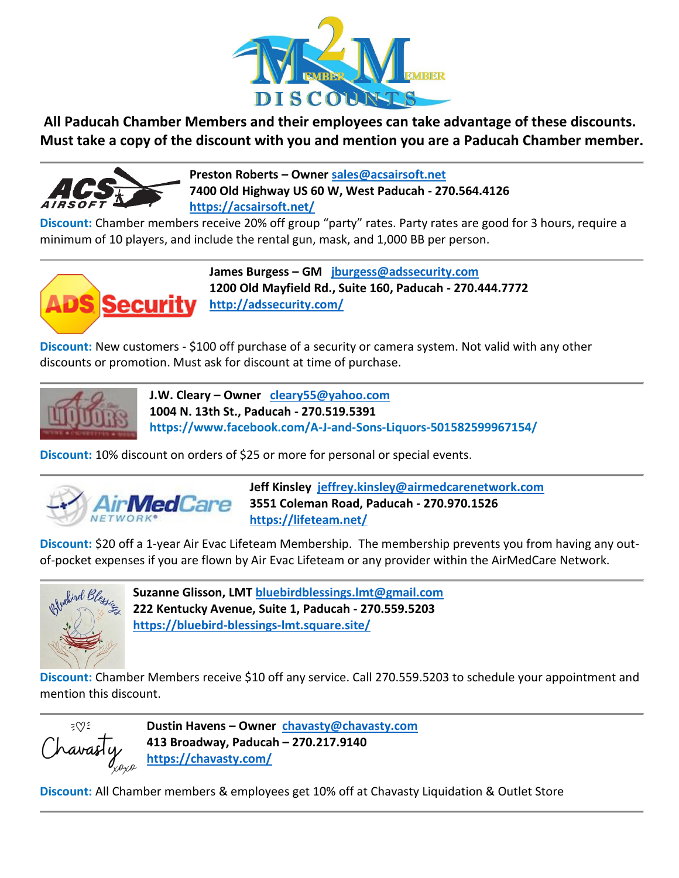**All Paducah Chamber Members and their employees can take advantage of these discounts. Must take a copy of the discount with you and mention you are a Paducah Chamber member.**

---

**Preston Roberts – Owner** sales@acsairsoft.net
**7400 Old Highway US 60 W, West Paducah - 270.564.4126**
https://acsairsoft.net/

**Discount:** Chamber members receive 20% off group "party" rates. Party rates are good for 3 hours, require a minimum of 10 players, and include the rental gun, mask, and 1,000 BB per person.

---

**James Burgess – GM** jburgess@adssecurity.com
**1200 Old Mayfield Rd., Suite 160, Paducah - 270.444.7772**
http://adssecurity.com/

**Discount:** New customers - $100 off purchase of a security or camera system. Not valid with any other discounts or promotion. Must ask for discount at time of purchase.

---

**J.W. Cleary – Owner** cleary55@yahoo.com
**1004 N. 13th St., Paducah - 270.519.5391**
**https://www.facebook.com/A-J-and-Sons-Liquors-501582599967154/**

**Discount:** 10% discount on orders of $25 or more for personal or special events.

---

**Jeff Kinsley** jeffrey.kinsley@airmedcarenetwork.com
**3551 Coleman Road, Paducah - 270.970.1526**
https://lifeteam.net/

**Discount:** $20 off a 1-year Air Evac Lifeteam Membership. The membership prevents you from having any out-of-pocket expenses if you are flown by Air Evac Lifeteam or any provider within the AirMedCare Network.

---

**Suzanne Glisson, LMT** bluebirdblessings.lmt@gmail.com
**222 Kentucky Avenue, Suite 1, Paducah - 270.559.5203**
https://bluebird-blessings-lmt.square.site/

**Discount:** Chamber Members receive $10 off any service. Call 270.559.5203 to schedule your appointment and mention this discount.

---

**Dustin Havens – Owner** chavasty@chavasty.com
**413 Broadway, Paducah – 270.217.9140**
https://chavasty.com/

**Discount:** All Chamber members & employees get 10% off at Chavasty Liquidation & Outlet Store

---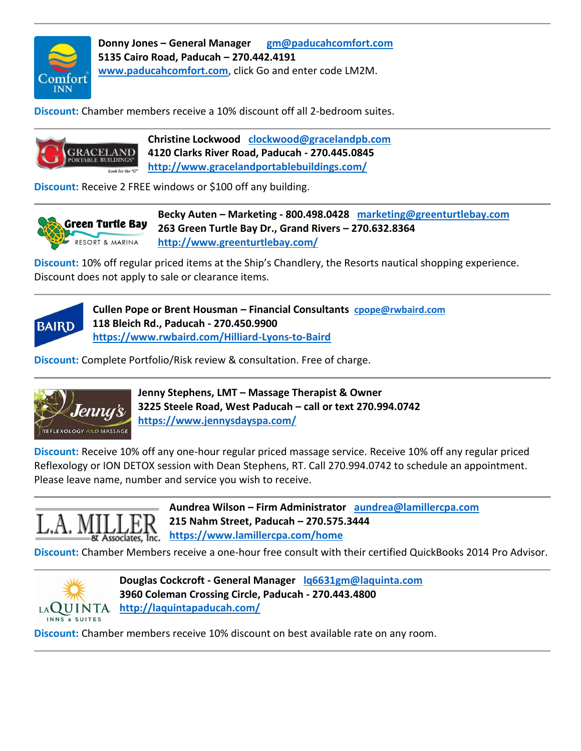**Donny Jones – General Manager** [gm@paducahcomfort.com](mailto:gm@paducahcomfort.com)
**5135 Cairo Road, Paducah – 270.442.4191**
[www.paducahcomfort.com](http://www.paducahcomfort.com), click Go and enter code LM2M.

**Discount:** Chamber members receive a 10% discount off all 2-bedroom suites.

---

**Christine Lockwood** [clockwood@gracelandpb.com](mailto:clockwood@gracelandpb.com)
**4120 Clarks River Road, Paducah - 270.445.0845**
[http://www.gracelandportablebuildings.com/](http://www.gracelandportablebuildings.com/)

**Discount:** Receive 2 FREE windows or $100 off any building.

---

**Becky Auten – Marketing - 800.498.0428** [marketing@greenturtlebay.com](mailto:marketing@greenturtlebay.com)
**263 Green Turtle Bay Dr., Grand Rivers – 270.632.8364**
[http://www.greenturtlebay.com/](http://www.greenturtlebay.com/)

**Discount:** 10% off regular priced items at the Ship's Chandlery, the Resorts nautical shopping experience. Discount does not apply to sale or clearance items.

---

**Cullen Pope or Brent Housman – Financial Consultants** [cpope@rwbaird.com](mailto:cpope@rwbaird.com)
**118 Bleich Rd., Paducah - 270.450.9900**
[https://www.rwbaird.com/Hilliard-Lyons-to-Baird](https://www.rwbaird.com/Hilliard-Lyons-to-Baird)

**Discount:** Complete Portfolio/Risk review & consultation. Free of charge.

---

**Jenny Stephens, LMT – Massage Therapist & Owner**
**3225 Steele Road, West Paducah – call or text 270.994.0742**
[https://www.jennysdayspa.com/](https://www.jennysdayspa.com/)

**Discount:** Receive 10% off any one-hour regular priced massage service. Receive 10% off any regular priced Reflexology or ION DETOX session with Dean Stephens, RT. Call 270.994.0742 to schedule an appointment. Please leave name, number and service you wish to receive.

---

**Aundrea Wilson – Firm Administrator** [aundrea@lamillercpa.com](mailto:aundrea@lamillercpa.com)
**215 Nahm Street, Paducah – 270.575.3444**
[https://www.lamillercpa.com/home](https://www.lamillercpa.com/home)

**Discount:** Chamber Members receive a one-hour free consult with their certified QuickBooks 2014 Pro Advisor.

---

**Douglas Cockcroft - General Manager** [lq6631gm@laquinta.com](mailto:lq6631gm@laquinta.com)
**3960 Coleman Crossing Circle, Paducah - 270.443.4800**
[http://laquintapaducah.com/](http://laquintapaducah.com/)

**Discount:** Chamber members receive 10% discount on best available rate on any room.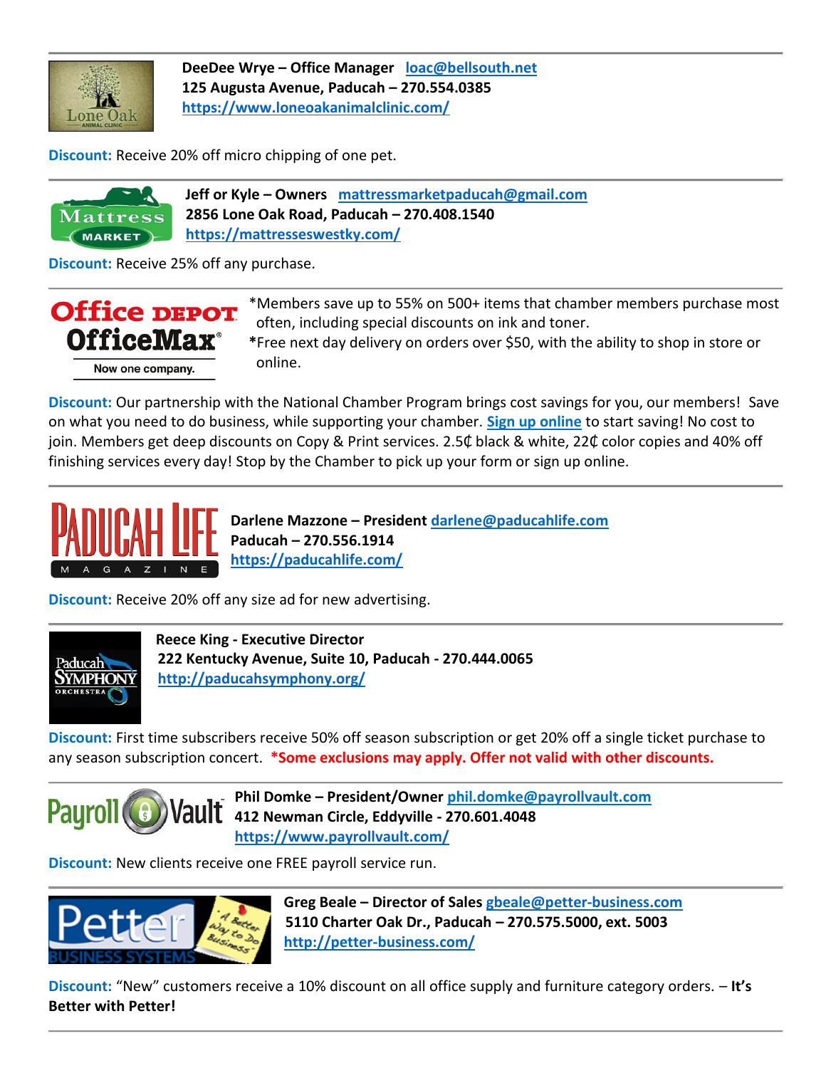**DeeDee Wrye – Office Manager** [loac@bellsouth.net](mailto:loac@bellsouth.net)
**125 Augusta Avenue, Paducah – 270.554.0385**
[https://www.loneoakanimalclinic.com/](https://www.loneoakanimalclinic.com/)

**Discount:** Receive 20% off micro chipping of one pet.

---

**Jeff or Kyle – Owners** [mattressmarketpaducah@gmail.com](mailto:mattressmarketpaducah@gmail.com)
**2856 Lone Oak Road, Paducah – 270.408.1540**
[https://mattresseswestky.com/](https://mattresseswestky.com/)

**Discount:** Receive 25% off any purchase.

---

*Members save up to 55% on 500+ items that chamber members purchase most often, including special discounts on ink and toner.
*Free next day delivery on orders over $50, with the ability to shop in store or online.

**Discount:** Our partnership with the National Chamber Program brings cost savings for you, our members! Save on what you need to do business, while supporting your chamber. **Sign up online** to start saving! No cost to join. Members get deep discounts on Copy & Print services. 2.5₵ black & white, 22₵ color copies and 40% off finishing services every day! Stop by the Chamber to pick up your form or sign up online.

---

**Darlene Mazzone – President** [darlene@paducahlife.com](mailto:darlene@paducahlife.com)
**Paducah – 270.556.1914**
[https://paducahlife.com/](https://paducahlife.com/)

**Discount:** Receive 20% off any size ad for new advertising.

---

**Reece King - Executive Director**
**222 Kentucky Avenue, Suite 10, Paducah - 270.444.0065**
[http://paducahsymphony.org/](http://paducahsymphony.org/)

**Discount:** First time subscribers receive 50% off season subscription or get 20% off a single ticket purchase to any season subscription concert. ***Some exclusions may apply. Offer not valid with other discounts.**

---

**Phil Domke – President/Owner** [phil.domke@payrollvault.com](mailto:phil.domke@payrollvault.com)
**412 Newman Circle, Eddyville - 270.601.4048**
[https://www.payrollvault.com/](https://www.payrollvault.com/)

**Discount:** New clients receive one FREE payroll service run.

---

**Greg Beale – Director of Sales** [gbeale@petter-business.com](mailto:gbeale@petter-business.com)
**5110 Charter Oak Dr., Paducah – 270.575.5000, ext. 5003**
[http://petter-business.com/](http://petter-business.com/)

**Discount:** "New" customers receive a 10% discount on all office supply and furniture category orders. – **It's Better with Petter!**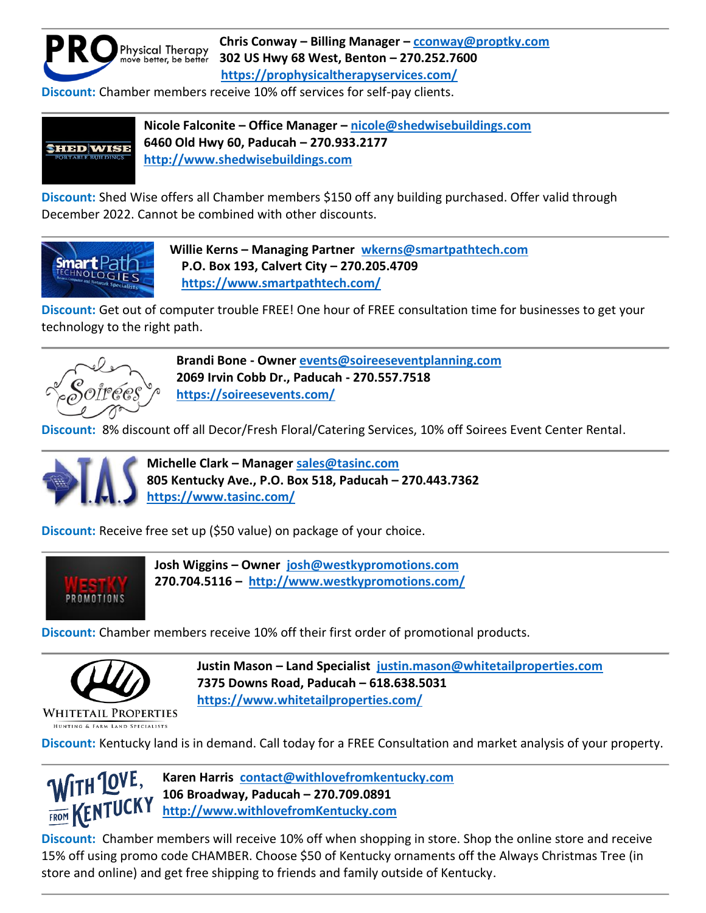**Chris Conway – Billing Manager – cconway@proptky.com**
**302 US Hwy 68 West, Benton – 270.252.7600**
**https://prophysicaltherapyservices.com/**

**Discount:** Chamber members receive 10% off services for self-pay clients.

---

**Nicole Falconite – Office Manager – nicole@shedwisebuildings.com**
**6460 Old Hwy 60, Paducah – 270.933.2177**
**http://www.shedwisebuildings.com**

**Discount:** Shed Wise offers all Chamber members $150 off any building purchased. Offer valid through December 2022. Cannot be combined with other discounts.

---

**Willie Kerns – Managing Partner wkerns@smartpathtech.com**
**P.O. Box 193, Calvert City – 270.205.4709**
**https://www.smartpathtech.com/**

**Discount:** Get out of computer trouble FREE! One hour of FREE consultation time for businesses to get your technology to the right path.

---

**Brandi Bone - Owner events@soireeseventplanning.com**
**2069 Irvin Cobb Dr., Paducah - 270.557.7518**
**https://soireesevents.com/**

**Discount:** 8% discount off all Decor/Fresh Floral/Catering Services, 10% off Soirees Event Center Rental.

---

**Michelle Clark – Manager sales@tasinc.com**
**805 Kentucky Ave., P.O. Box 518, Paducah – 270.443.7362**
**https://www.tasinc.com/**

**Discount:** Receive free set up ($50 value) on package of your choice.

---

**Josh Wiggins – Owner josh@westkypromotions.com**
**270.704.5116 – http://www.westkypromotions.com/**

**Discount:** Chamber members receive 10% off their first order of promotional products.

---

**Justin Mason – Land Specialist justin.mason@whitetailproperties.com**
**7375 Downs Road, Paducah – 618.638.5031**
**https://www.whitetailproperties.com/**

**Discount:** Kentucky land is in demand. Call today for a FREE Consultation and market analysis of your property.

---

**Karen Harris contact@withlovefromkentucky.com**
**106 Broadway, Paducah – 270.709.0891**
**http://www.withlovefromKentucky.com**

**Discount:** Chamber members will receive 10% off when shopping in store. Shop the online store and receive 15% off using promo code CHAMBER. Choose $50 of Kentucky ornaments off the Always Christmas Tree (in store and online) and get free shipping to friends and family outside of Kentucky.